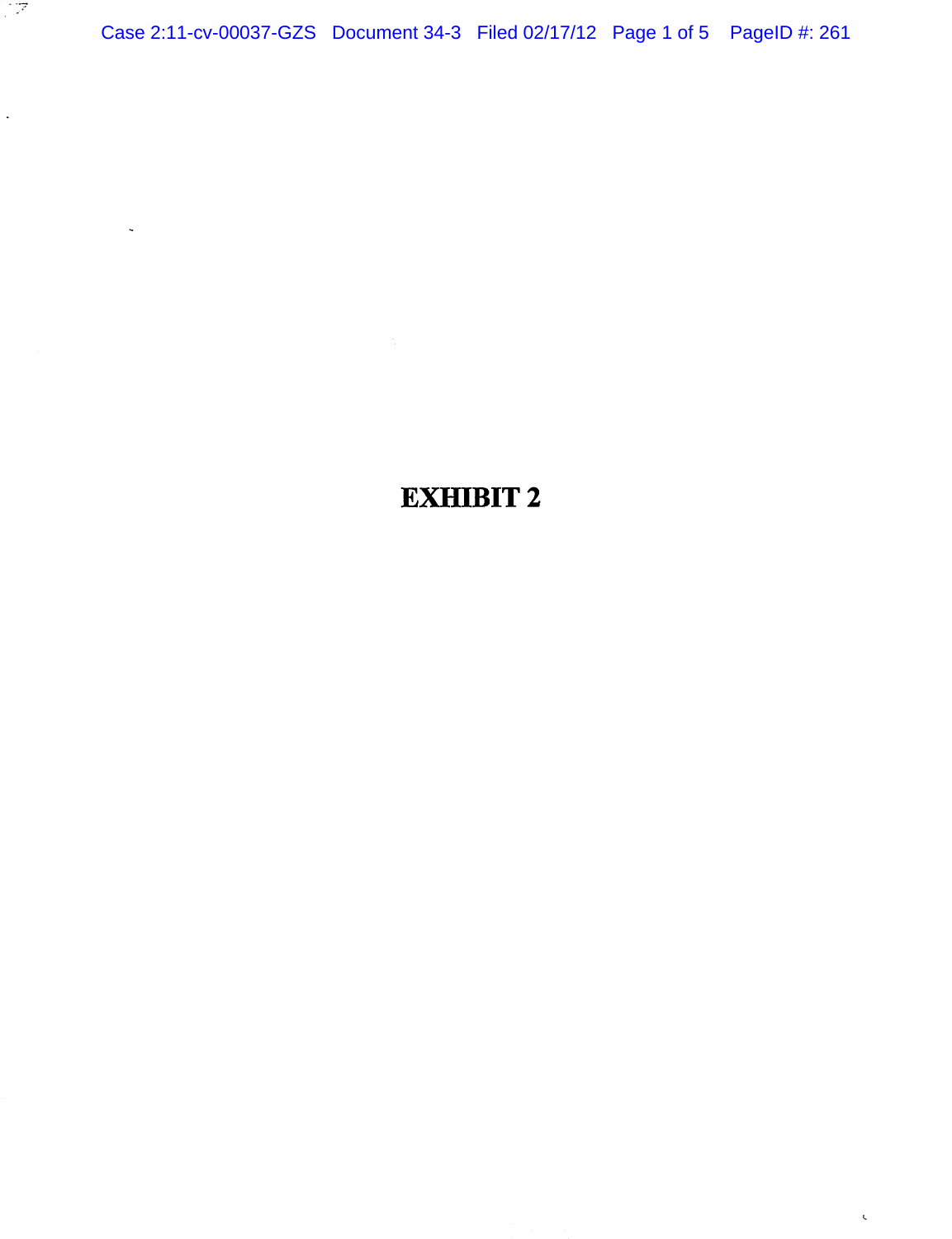# EXHIBIT 2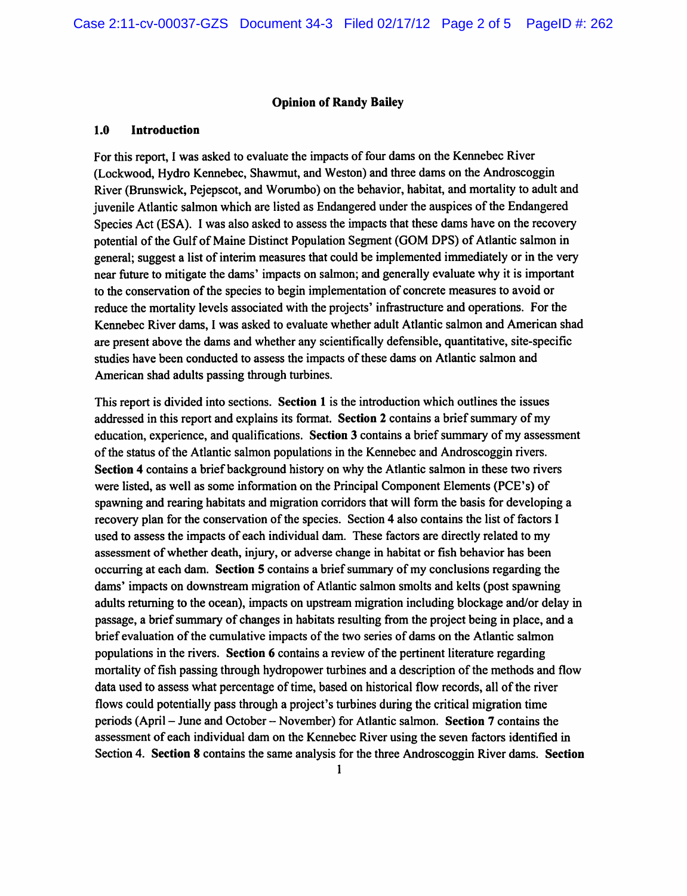**Opinion of Randy Bailey**

## 1.0 Introduction

For this report, I was asked to evaluate the impacts of four dams on the Kennebec River (Lockwood, Hydro Kennebec, Shawmut, and Weston) and three dams on the Androscoggin River (Brunswick, Pejepscot, and Worumbo) on the behavior, habitat, and mortality to adult and juvenile Atlantic salmon which are listed as Endangered under the auspices of the Endangered Species Act (ESA). I was also asked to assess the impacts that these dams have on the recovery potential of the Gulf of Maine Distinct Population Segment (GOM DPS) of Atlantic salmon in general; suggest a list of interim measures that could be implemented immediately or in the very near future to mitigate the dams' impacts on salmon; and generally evaluate why it is important to the conservation of the species to begin implementation of concrete measures to avoid or reduce the mortality levels associated with the projects' infrastructure and operations. For the Kennebec River dams, I was asked to evaluate whether adult Atlantic salmon and American shad are present above the dams and whether any scientifically defensible, quantitative, site-specific studies have been conducted to assess the impacts of these dams on Atlantic salmon and American shad adults passing through turbines.

This report is divided into sections. **Section 1** is the introduction which outlines the issues addressed in this report and explains its format. **Section 2** contains a brief summary of my education, experience, and qualifications. **Section 3** contains a brief summary of my assessment of the status of the Atlantic salmon populations in the Kennebec and Androscoggin rivers. **Section 4** contains a brief background history on why the Atlantic salmon in these two rivers were listed, as well as some information on the Principal Component Elements (PCE's) of spawning and rearing habitats and migration corridors that will form the basis for developing a recovery plan for the conservation of the species. Section 4 also contains the list of factors I used to assess the impacts of each individual dam. These factors are directly related to my assessment of whether death, injury, or adverse change in habitat or fish behavior has been occurring at each dam. **Section 5** contains a brief summary of my conclusions regarding the dams' impacts on downstream migration of Atlantic salmon smolts and kelts (post spawning adults returning to the ocean), impacts on upstream migration including blockage and/or delay in passage, a brief summary of changes in habitats resulting from the project being in place, and a brief evaluation of the cumulative impacts of the two series of dams on the Atlantic salmon populations in the rivers. **Section 6** contains a review of the pertinent literature regarding mortality of fish passing through hydropower turbines and a description of the methods and flow data used to assess what percentage of time, based on historical flow records, all of the river flows could potentially pass through a project's turbines during the critical migration time periods (April – June and October – November) for Atlantic salmon. **Section 7** contains the assessment of each individual dam on the Kennebec River using the seven factors identified in Section 4. **Section 8** contains the same analysis for the three Androscoggin River dams. **Section**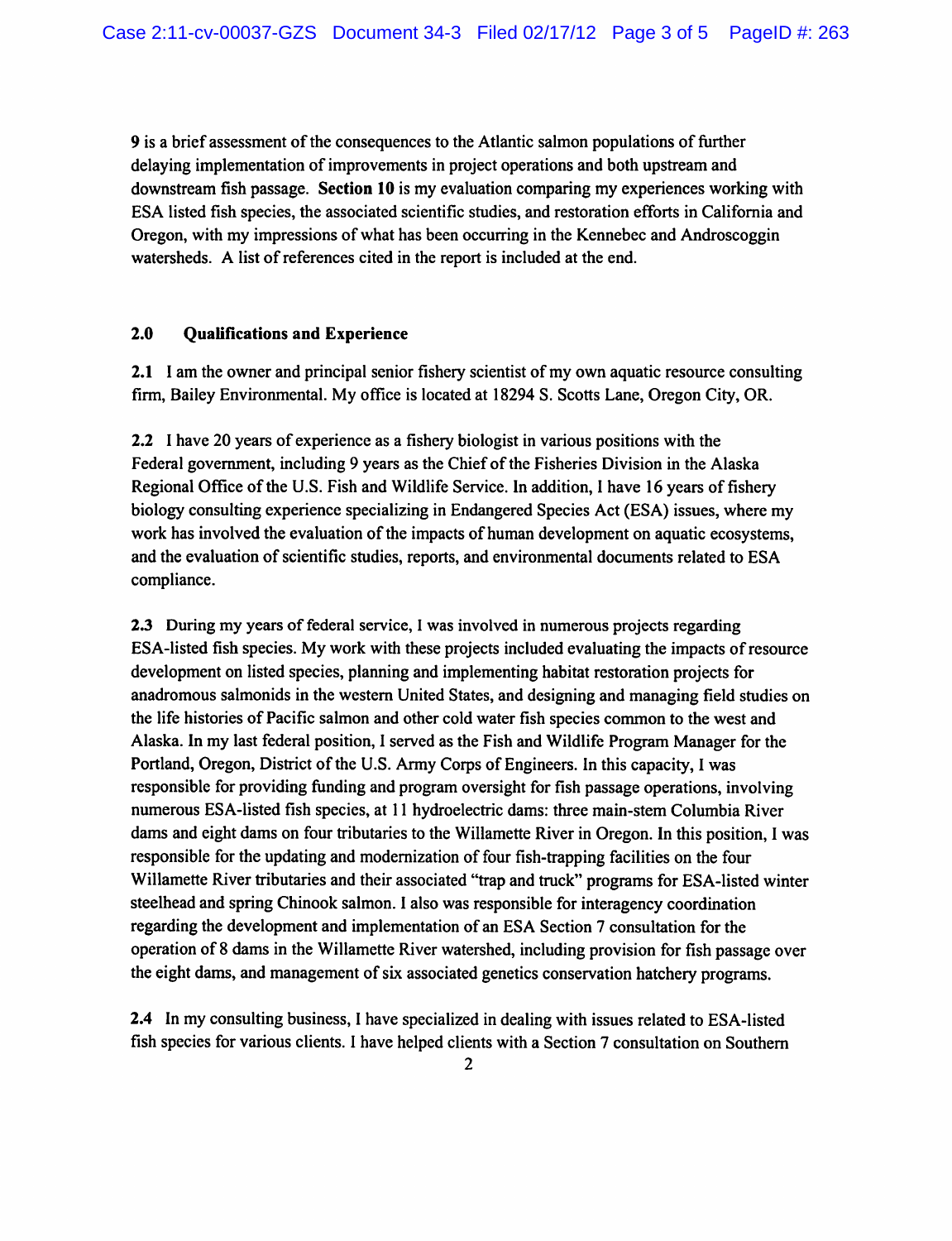**9** is a brief assessment of the consequences to the Atlantic salmon populations of further delaying implementation of improvements in project operations and both upstream and downstream fish passage. **Section 10** is my evaluation comparing my experiences working with ESA listed fish species, the associated scientific studies, and restoration efforts in California and Oregon, with my impressions of what has been occurring in the Kennebec and Androscoggin watersheds. A list of references cited in the report is included at the end.

## 2.0 Qualifications and Experience

**2.1** I am the owner and principal senior fishery scientist of my own aquatic resource consulting firm, Bailey Environmental. My office is located at 18294 S. Scotts Lane, Oregon City, OR.

**2.2** I have 20 years of experience as a fishery biologist in various positions with the Federal government, including 9 years as the Chief of the Fisheries Division in the Alaska Regional Office of the U.S. Fish and Wildlife Service. In addition, I have 16 years of fishery biology consulting experience specializing in Endangered Species Act (ESA) issues, where my work has involved the evaluation of the impacts of human development on aquatic ecosystems, and the evaluation of scientific studies, reports, and environmental documents related to ESA compliance.

**2.3** During my years of federal service, I was involved in numerous projects regarding ESA-listed fish species. My work with these projects included evaluating the impacts of resource development on listed species, planning and implementing habitat restoration projects for anadromous salmonids in the western United States, and designing and managing field studies on the life histories of Pacific salmon and other cold water fish species common to the west and Alaska. In my last federal position, I served as the Fish and Wildlife Program Manager for the Portland, Oregon, District of the U.S. Army Corps of Engineers. In this capacity, I was responsible for providing funding and program oversight for fish passage operations, involving numerous ESA-listed fish species, at 11 hydroelectric dams: three main-stem Columbia River dams and eight dams on four tributaries to the Willamette River in Oregon. In this position, I was responsible for the updating and modernization of four fish-trapping facilities on the four Willamette River tributaries and their associated "trap and truck" programs for ESA-listed winter steelhead and spring Chinook salmon. I also was responsible for interagency coordination regarding the development and implementation of an ESA Section 7 consultation for the operation of 8 dams in the Willamette River watershed, including provision for fish passage over the eight dams, and management of six associated genetics conservation hatchery programs.

**2.4** In my consulting business, I have specialized in dealing with issues related to ESA-listed fish species for various clients. I have helped clients with a Section 7 consultation on Southern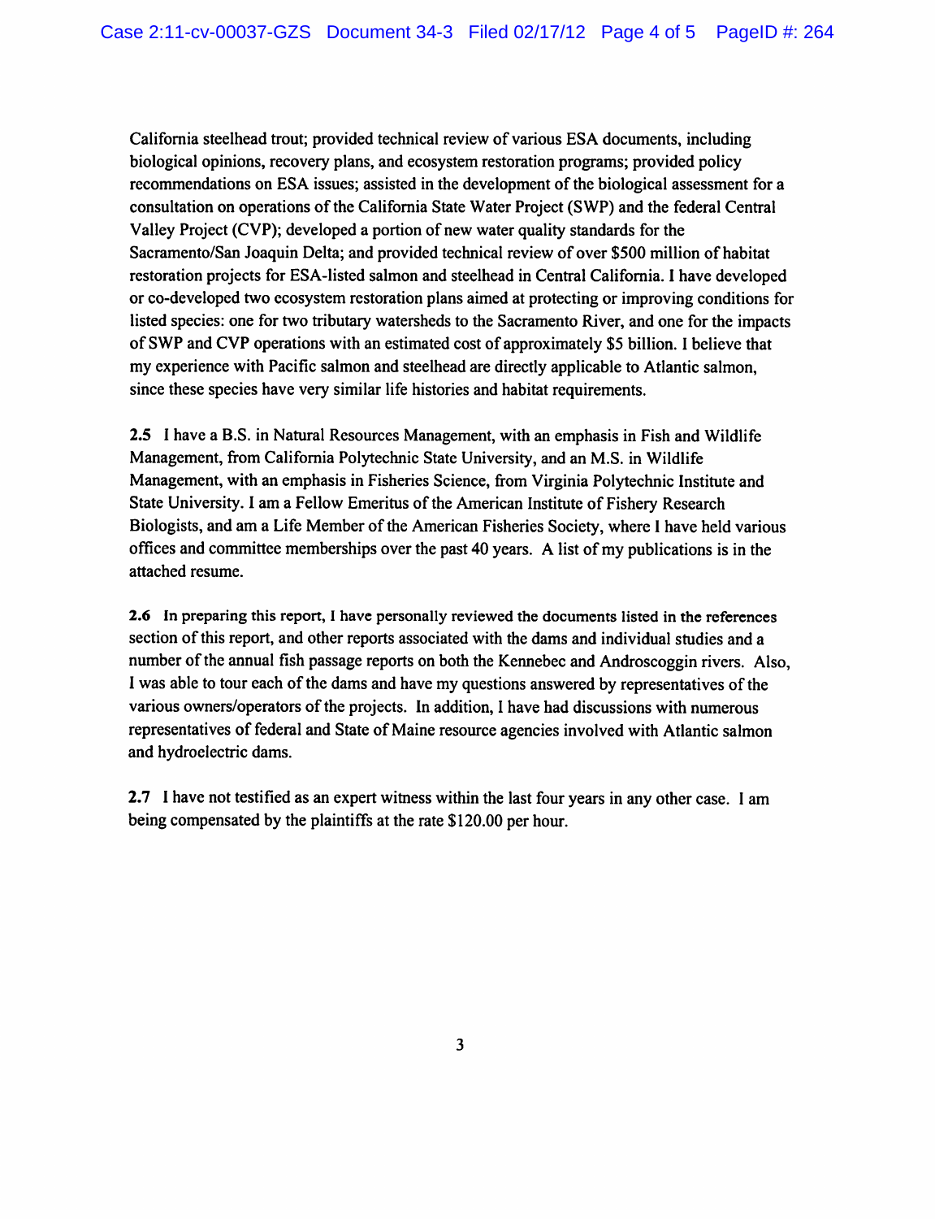California steelhead trout; provided technical review of various ESA documents, including biological opinions, recovery plans, and ecosystem restoration programs; provided policy recommendations on ESA issues; assisted in the development of the biological assessment for a consultation on operations of the California State Water Project (SWP) and the federal Central Valley Project (CVP); developed a portion of new water quality standards for the Sacramento/San Joaquin Delta; and provided technical review of over $500 million of habitat restoration projects for ESA-listed salmon and steelhead in Central California. I have developed or co-developed two ecosystem restoration plans aimed at protecting or improving conditions for listed species: one for two tributary watersheds to the Sacramento River, and one for the impacts of SWP and CVP operations with an estimated cost of approximately $5 billion. I believe that my experience with Pacific salmon and steelhead are directly applicable to Atlantic salmon, since these species have very similar life histories and habitat requirements.

**2.5** I have a B.S. in Natural Resources Management, with an emphasis in Fish and Wildlife Management, from California Polytechnic State University, and an M.S. in Wildlife Management, with an emphasis in Fisheries Science, from Virginia Polytechnic Institute and State University. I am a Fellow Emeritus of the American Institute of Fishery Research Biologists, and am a Life Member of the American Fisheries Society, where I have held various offices and committee memberships over the past 40 years. A list of my publications is in the attached resume.

**2.6** In preparing this report, I have personally reviewed the documents listed in the references section of this report, and other reports associated with the dams and individual studies and a number of the annual fish passage reports on both the Kennebec and Androscoggin rivers. Also, I was able to tour each of the dams and have my questions answered by representatives of the various owners/operators of the projects. In addition, I have had discussions with numerous representatives of federal and State of Maine resource agencies involved with Atlantic salmon and hydroelectric dams.

**2.7** I have not testified as an expert witness within the last four years in any other case. I am being compensated by the plaintiffs at the rate $120.00 per hour.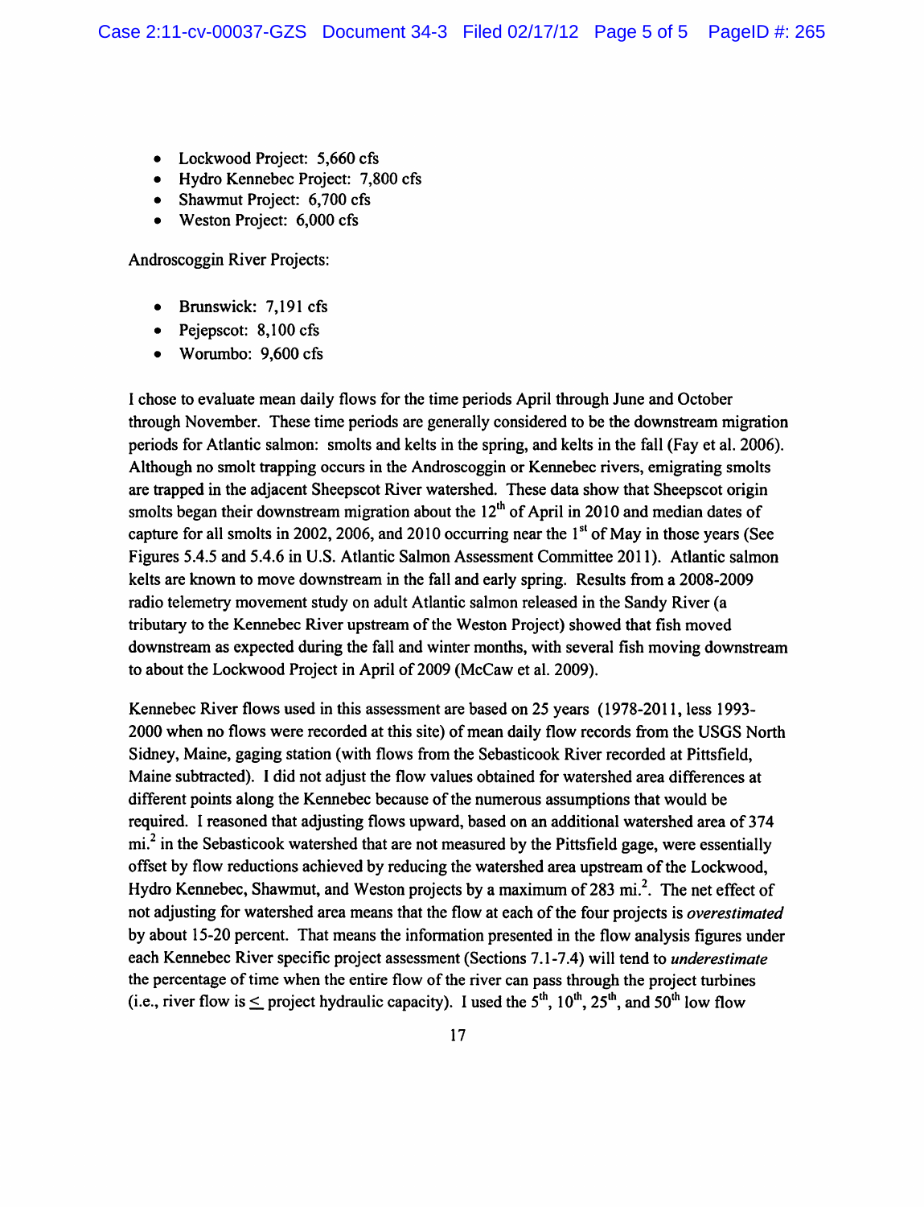- Lockwood Project: 5,660 cfs
- Hydro Kennebec Project: 7,800 cfs
- Shawmut Project: 6,700 cfs
- Weston Project: 6,000 cfs

Androscoggin River Projects:

- Brunswick: 7,191 cfs
- Pejepscot: 8,100 cfs
- Worumbo: 9,600 cfs

I chose to evaluate mean daily flows for the time periods April through June and October through November. These time periods are generally considered to be the downstream migration periods for Atlantic salmon: smolts and kelts in the spring, and kelts in the fall (Fay et al. 2006). Although no smolt trapping occurs in the Androscoggin or Kennebec rivers, emigrating smolts are trapped in the adjacent Sheepscot River watershed. These data show that Sheepscot origin smolts began their downstream migration about the 12th of April in 2010 and median dates of capture for all smolts in 2002, 2006, and 2010 occurring near the 1st of May in those years (See Figures 5.4.5 and 5.4.6 in U.S. Atlantic Salmon Assessment Committee 2011). Atlantic salmon kelts are known to move downstream in the fall and early spring. Results from a 2008-2009 radio telemetry movement study on adult Atlantic salmon released in the Sandy River (a tributary to the Kennebec River upstream of the Weston Project) showed that fish moved downstream as expected during the fall and winter months, with several fish moving downstream to about the Lockwood Project in April of 2009 (McCaw et al. 2009).

Kennebec River flows used in this assessment are based on 25 years (1978-2011, less 1993-2000 when no flows were recorded at this site) of mean daily flow records from the USGS North Sidney, Maine, gaging station (with flows from the Sebasticook River recorded at Pittsfield, Maine subtracted). I did not adjust the flow values obtained for watershed area differences at different points along the Kennebec because of the numerous assumptions that would be required. I reasoned that adjusting flows upward, based on an additional watershed area of 374 mi.$^2$ in the Sebasticook watershed that are not measured by the Pittsfield gage, were essentially offset by flow reductions achieved by reducing the watershed area upstream of the Lockwood, Hydro Kennebec, Shawmut, and Weston projects by a maximum of 283 mi.$^2$. The net effect of not adjusting for watershed area means that the flow at each of the four projects is *overestimated* by about 15-20 percent. That means the information presented in the flow analysis figures under each Kennebec River specific project assessment (Sections 7.1-7.4) will tend to *underestimate* the percentage of time when the entire flow of the river can pass through the project turbines (i.e., river flow is $\leq$ project hydraulic capacity). I used the 5th, 10th, 25th, and 50th low flow